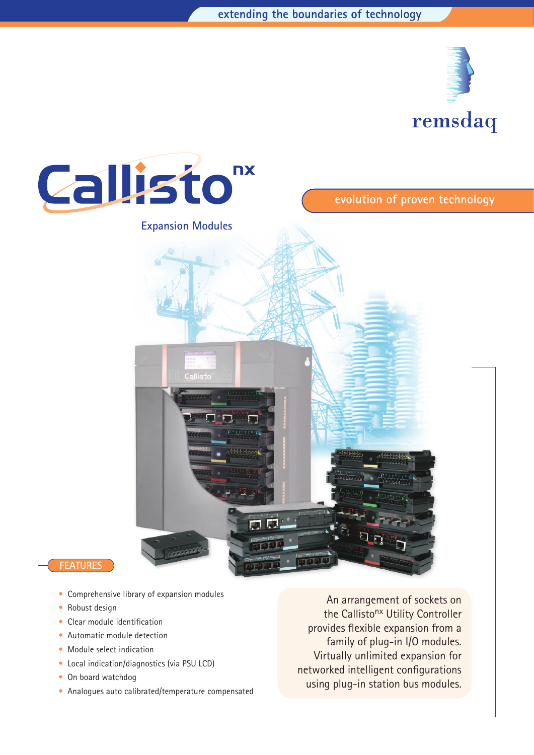extending the boundaries of technology

remsdaq

# Callisto$^{nx}$

evolution of proven technology

## Expansion Modules

## FEATURES

- Comprehensive library of expansion modules
- Robust design
- Clear module identification
- Automatic module detection
- Module select indication
- Local indication/diagnostics (via PSU LCD)
- On board watchdog
- Analogues auto calibrated/temperature compensated

An arrangement of sockets on the Callisto$^{nx}$ Utility Controller provides flexible expansion from a family of plug-in I/O modules. Virtually unlimited expansion for networked intelligent configurations using plug-in station bus modules.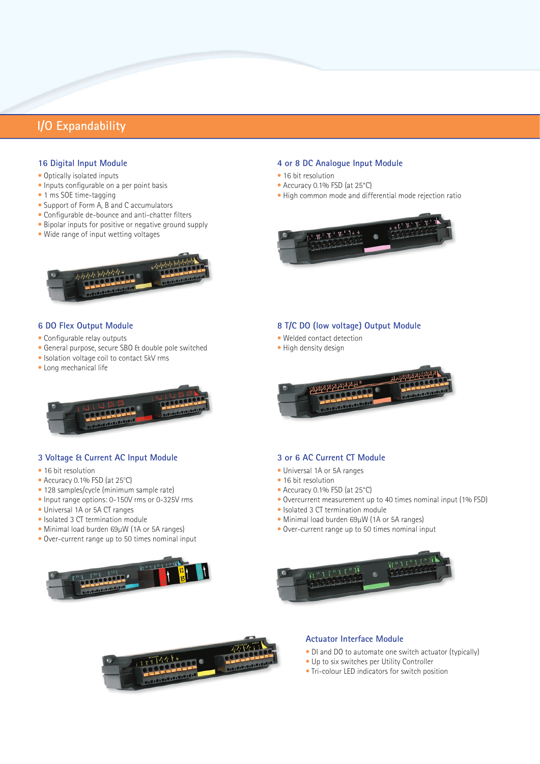# I/O Expandability

## 16 Digital Input Module

- Optically isolated inputs
- Inputs configurable on a per point basis
- 1 ms SOE time-tagging
- Support of Form A, B and C accumulators
- Configurable de-bounce and anti-chatter filters
- Bipolar inputs for positive or negative ground supply
- Wide range of input wetting voltages

## 4 or 8 DC Analogue Input Module

- 16 bit resolution
- Accuracy 0.1% FSD (at 25°C)
- High common mode and differential mode rejection ratio

## 6 DO Flex Output Module

- Configurable relay outputs
- General purpose, secure SBO & double pole switched
- Isolation voltage coil to contact 5kV rms
- Long mechanical life

## 8 T/C DO (low voltage) Output Module

- Welded contact detection
- High density design

## 3 Voltage & Current AC Input Module

- 16 bit resolution
- Accuracy 0.1% FSD (at 25°C)
- 128 samples/cycle (minimum sample rate)
- Input range options: 0-150V rms or 0-325V rms
- Universal 1A or 5A CT ranges
- Isolated 3 CT termination module
- Minimal load burden 69µW (1A or 5A ranges)
- Over-current range up to 50 times nominal input

## 3 or 6 AC Current CT Module

- Universal 1A or 5A ranges
- 16 bit resolution
- Accuracy 0.1% FSD (at 25°C)
- Overcurrent measurement up to 40 times nominal input (1% FSD)
- Isolated 3 CT termination module
- Minimal load burden 69µW (1A or 5A ranges)
- Over-current range up to 50 times nominal input

## Actuator Interface Module

- DI and DO to automate one switch actuator (typically)
- Up to six switches per Utility Controller
- Tri-colour LED indicators for switch position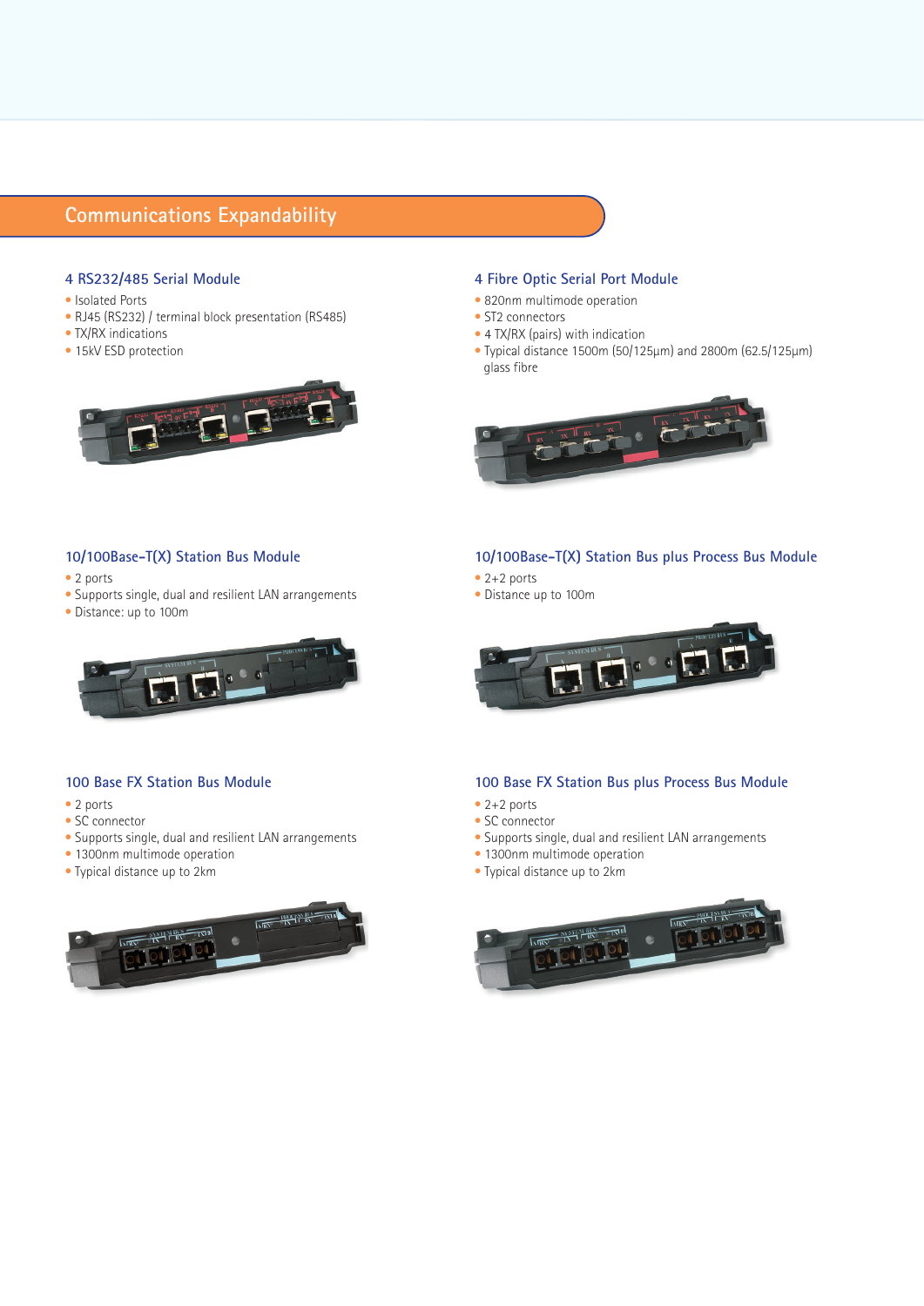## Communications Expandability

### 4 RS232/485 Serial Module

- Isolated Ports
- RJ45 (RS232) / terminal block presentation (RS485)
- TX/RX indications
- 15kV ESD protection

### 4 Fibre Optic Serial Port Module

- 820nm multimode operation
- ST2 connectors
- 4 TX/RX (pairs) with indication
- Typical distance 1500m (50/125µm) and 2800m (62.5/125µm) glass fibre

### 10/100Base-T(X) Station Bus Module

- 2 ports
- Supports single, dual and resilient LAN arrangements
- Distance: up to 100m

### 10/100Base-T(X) Station Bus plus Process Bus Module

- 2+2 ports
- Distance up to 100m

### 100 Base FX Station Bus Module

- 2 ports
- SC connector
- Supports single, dual and resilient LAN arrangements
- 1300nm multimode operation
- Typical distance up to 2km

### 100 Base FX Station Bus plus Process Bus Module

- 2+2 ports
- SC connector
- Supports single, dual and resilient LAN arrangements
- 1300nm multimode operation
- Typical distance up to 2km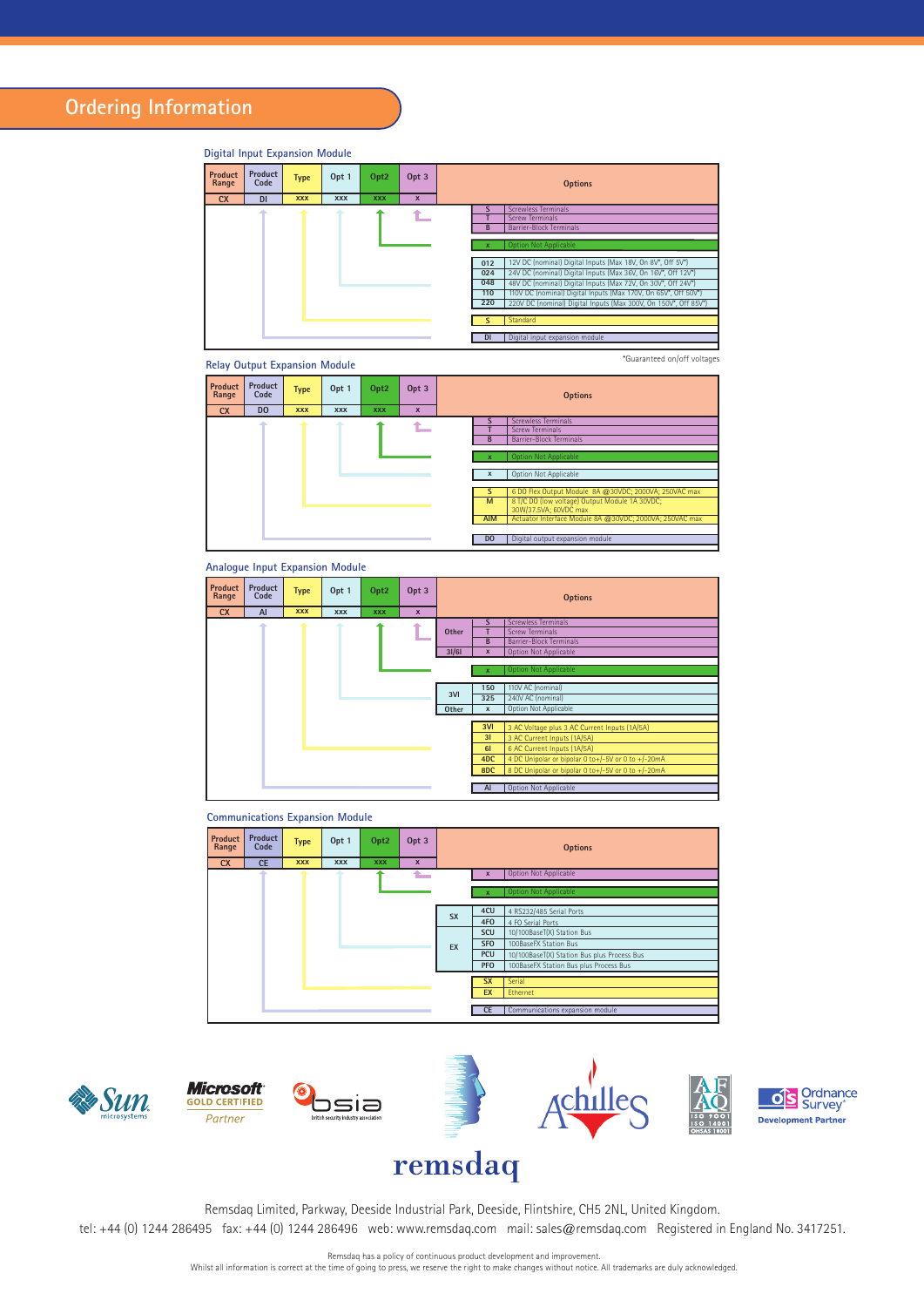## Ordering Information

### Digital Input Expansion Module

| Product Range | Product Code | Type | Opt 1 | Opt2 | Opt 3 |
|---|---|---|---|---|---|
| CX | DI | xxx | xxx | xxx | x |

**Options**

Opt 3:

| | |
|---|---|
| S | Screwless Terminals |
| T | Screw Terminals |
| B | Barrier-Block Terminals |

Opt2:

| | |
|---|---|
| x | Option Not Applicable |

Opt 1:

| | |
|---|---|
| 012 | 12V DC (nominal) Digital Inputs (Max 18V, On 8V*, Off 5V*) |
| 024 | 24V DC (nominal) Digital Inputs (Max 36V, On 16V*, Off 12V*) |
| 048 | 48V DC (nominal) Digital Inputs (Max 72V, On 30V*, Off 24V*) |
| 110 | 110V DC (nominal) Digital Inputs (Max 170V, On 65V*, Off 50V*) |
| 220 | 220V DC (nominal) Digital Inputs (Max 300V, On 150V*, Off 85V*) |

Type:

| | |
|---|---|
| S | Standard |

Product Code:

| | |
|---|---|
| DI | Digital input expansion module |

*Guaranteed on/off voltages

### Relay Output Expansion Module

| Product Range | Product Code | Type | Opt 1 | Opt2 | Opt 3 |
|---|---|---|---|---|---|
| CX | DO | xxx | xxx | xxx | x |

**Options**

Opt 3:

| | |
|---|---|
| S | Screwless Terminals |
| T | Screw Terminals |
| B | Barrier-Block Terminals |

Opt2:

| | |
|---|---|
| x | Option Not Applicable |

Opt 1:

| | |
|---|---|
| x | Option Not Applicable |

Type:

| | |
|---|---|
| S | 6 DO Flex Output Module 8A @30VDC; 2000VA; 250VAC max |
| M | 8 1/C DO (low voltage) Output Module 1A 30VDC; 30W/37.5VA; 60VDC max |
| AIM | Actuator Interface Module 8A @30VDC; 2000VA; 250VAC max |

Product Code:

| | |
|---|---|
| DO | Digital output expansion module |

### Analogue Input Expansion Module

| Product Range | Product Code | Type | Opt 1 | Opt2 | Opt 3 |
|---|---|---|---|---|---|
| CX | AI | xxx | xxx | xxx | x |

**Options**

Opt 3:

| Type | | |
|---|---|---|
| Other | S | Screwless Terminals |
| Other | T | Screw Terminals |
| Other | B | Barrier-Block Terminals |
| 3I/6I | x | Option Not Applicable |

Opt2:

| | |
|---|---|
| x | Option Not Applicable |

Opt 1:

| Type | | |
|---|---|---|
| 3VI | 150 | 110V AC (nominal) |
| 3VI | 325 | 240V AC (nominal) |
| Other | x | Option Not Applicable |

Type:

| | |
|---|---|
| 3VI | 3 AC Voltage plus 3 AC Current Inputs (1A/5A) |
| 3I | 3 AC Current Inputs (1A/5A) |
| 6I | 6 AC Current Inputs (1A/5A) |
| 4DC | 4 DC Unipolar or bipolar 0 to+/-5V or 0 to +/-20mA |
| 8DC | 8 DC Unipolar or bipolar 0 to+/-5V or 0 to +/-20mA |

Product Code:

| | |
|---|---|
| AI | Option Not Applicable |

### Communications Expansion Module

| Product Range | Product Code | Type | Opt 1 | Opt2 | Opt 3 |
|---|---|---|---|---|---|
| CX | CE | xxx | xxx | xxx | x |

**Options**

Opt 3:

| | |
|---|---|
| x | Option Not Applicable |

Opt2:

| | |
|---|---|
| x | Option Not Applicable |

Opt 1:

| Type | | |
|---|---|---|
| SX | 4CU | 4 RS232/485 Serial Ports |
| SX | 4FO | 4 FO Serial Ports |
| EX | SCU | 10/100BaseT(X) Station Bus |
| EX | SFO | 100BaseFX Station Bus |
| EX | PCU | 10/100BaseT(X) Station Bus plus Process Bus |
| EX | PFO | 100BaseFX Station Bus plus Process Bus |

Type:

| | |
|---|---|
| SX | Serial |
| EX | Ethernet |

Product Code:

| | |
|---|---|
| CE | Communications expansion module |

Sun microsystems · Microsoft GOLD CERTIFIED Partner · bsia british security industry association · Achilles · AFAQ ISO 9001 ISO 14001 OHSAS 18001 · Ordnance Survey Development Partner

**remsdaq**

Remsdaq Limited, Parkway, Deeside Industrial Park, Deeside, Flintshire, CH5 2NL, United Kingdom.

tel: +44 (0) 1244 286495 fax: +44 (0) 1244 286496 web: www.remsdaq.com mail: sales@remsdaq.com Registered in England No. 3417251.

Remsdaq has a policy of continuous product development and improvement.
Whilst all information is correct at the time of going to press, we reserve the right to make changes without notice. All trademarks are duly acknowledged.